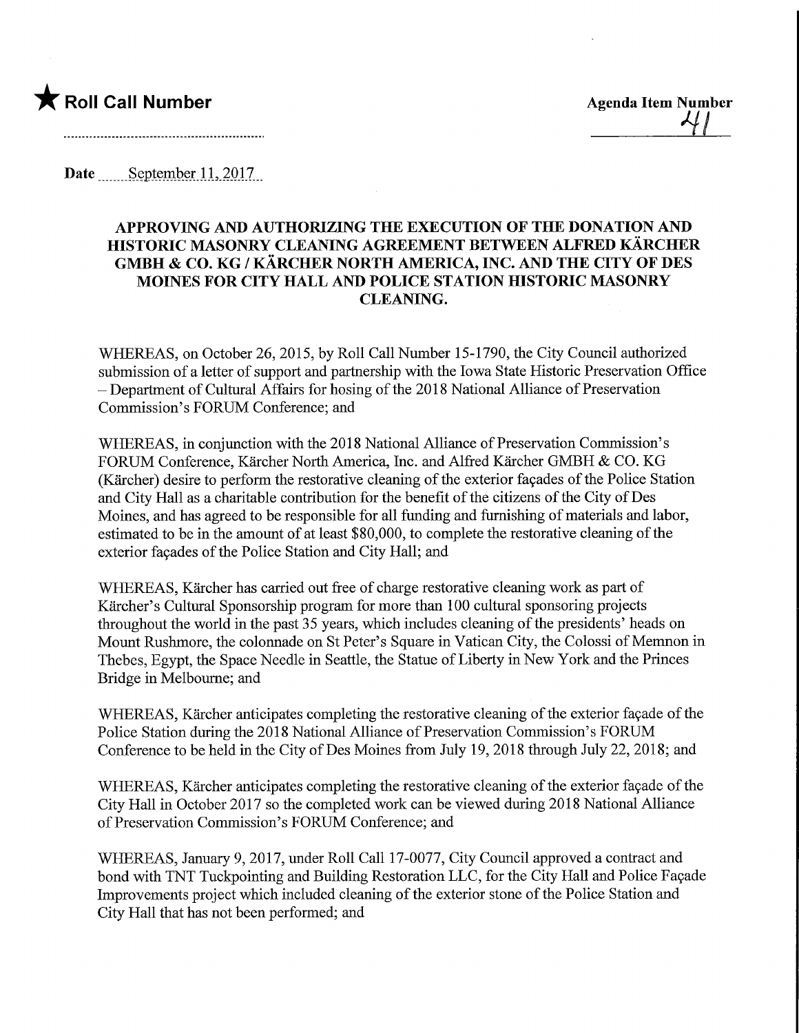★ **Roll Call Number**

**Agenda Item Number**
41

**Date** September 11, 2017

### APPROVING AND AUTHORIZING THE EXECUTION OF THE DONATION AND HISTORIC MASONRY CLEANING AGREEMENT BETWEEN ALFRED KÄRCHER GMBH & CO. KG / KÄRCHER NORTH AMERICA, INC. AND THE CITY OF DES MOINES FOR CITY HALL AND POLICE STATION HISTORIC MASONRY CLEANING.

WHEREAS, on October 26, 2015, by Roll Call Number 15-1790, the City Council authorized submission of a letter of support and partnership with the Iowa State Historic Preservation Office – Department of Cultural Affairs for hosing of the 2018 National Alliance of Preservation Commission's FORUM Conference; and

WHEREAS, in conjunction with the 2018 National Alliance of Preservation Commission's FORUM Conference, Kärcher North America, Inc. and Alfred Kärcher GMBH & CO. KG (Kärcher) desire to perform the restorative cleaning of the exterior façades of the Police Station and City Hall as a charitable contribution for the benefit of the citizens of the City of Des Moines, and has agreed to be responsible for all funding and furnishing of materials and labor, estimated to be in the amount of at least $80,000, to complete the restorative cleaning of the exterior façades of the Police Station and City Hall; and

WHEREAS, Kärcher has carried out free of charge restorative cleaning work as part of Kärcher's Cultural Sponsorship program for more than 100 cultural sponsoring projects throughout the world in the past 35 years, which includes cleaning of the presidents' heads on Mount Rushmore, the colonnade on St Peter's Square in Vatican City, the Colossi of Memnon in Thebes, Egypt, the Space Needle in Seattle, the Statue of Liberty in New York and the Princes Bridge in Melbourne; and

WHEREAS, Kärcher anticipates completing the restorative cleaning of the exterior façade of the Police Station during the 2018 National Alliance of Preservation Commission's FORUM Conference to be held in the City of Des Moines from July 19, 2018 through July 22, 2018; and

WHEREAS, Kärcher anticipates completing the restorative cleaning of the exterior façade of the City Hall in October 2017 so the completed work can be viewed during 2018 National Alliance of Preservation Commission's FORUM Conference; and

WHEREAS, January 9, 2017, under Roll Call 17-0077, City Council approved a contract and bond with TNT Tuckpointing and Building Restoration LLC, for the City Hall and Police Façade Improvements project which included cleaning of the exterior stone of the Police Station and City Hall that has not been performed; and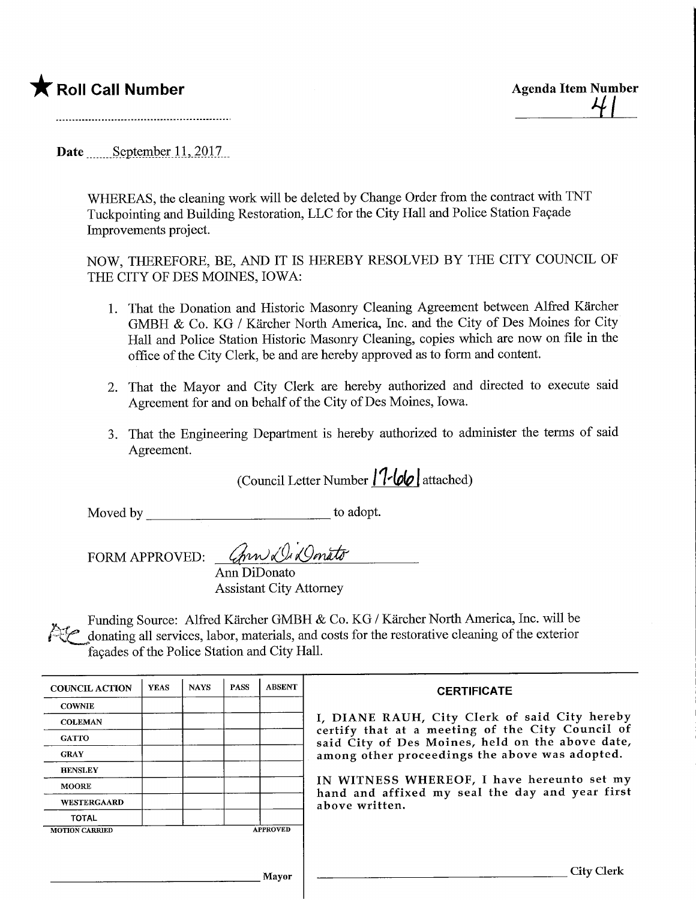★ **Roll Call Number**

..........................................................

**Agenda Item Number**

41

**Date** September 11, 2017

WHEREAS, the cleaning work will be deleted by Change Order from the contract with TNT Tuckpointing and Building Restoration, LLC for the City Hall and Police Station Façade Improvements project.

NOW, THEREFORE, BE, AND IT IS HEREBY RESOLVED BY THE CITY COUNCIL OF THE CITY OF DES MOINES, IOWA:

1. That the Donation and Historic Masonry Cleaning Agreement between Alfred Kärcher GMBH & Co. KG / Kärcher North America, Inc. and the City of Des Moines for City Hall and Police Station Historic Masonry Cleaning, copies which are now on file in the office of the City Clerk, be and are hereby approved as to form and content.

2. That the Mayor and City Clerk are hereby authorized and directed to execute said Agreement for and on behalf of the City of Des Moines, Iowa.

3. That the Engineering Department is hereby authorized to administer the terms of said Agreement.

(Council Letter Number 17-1661 attached)

Moved by ____________________________ to adopt.

FORM APPROVED: *Ann DiDonato*
Ann DiDonato
Assistant City Attorney

Funding Source: Alfred Kärcher GMBH & Co. KG / Kärcher North America, Inc. will be donating all services, labor, materials, and costs for the restorative cleaning of the exterior façades of the Police Station and City Hall.

| COUNCIL ACTION | YEAS | NAYS | PASS | ABSENT |
|---|---|---|---|---|
| COWNIE | | | | |
| COLEMAN | | | | |
| GATTO | | | | |
| GRAY | | | | |
| HENSLEY | | | | |
| MOORE | | | | |
| WESTERGAARD | | | | |
| TOTAL | | | | |

MOTION CARRIED APPROVED

____________________________ Mayor

**CERTIFICATE**

I, DIANE RAUH, City Clerk of said City hereby certify that at a meeting of the City Council of said City of Des Moines, held on the above date, among other proceedings the above was adopted.

IN WITNESS WHEREOF, I have hereunto set my hand and affixed my seal the day and year first above written.

____________________________ City Clerk